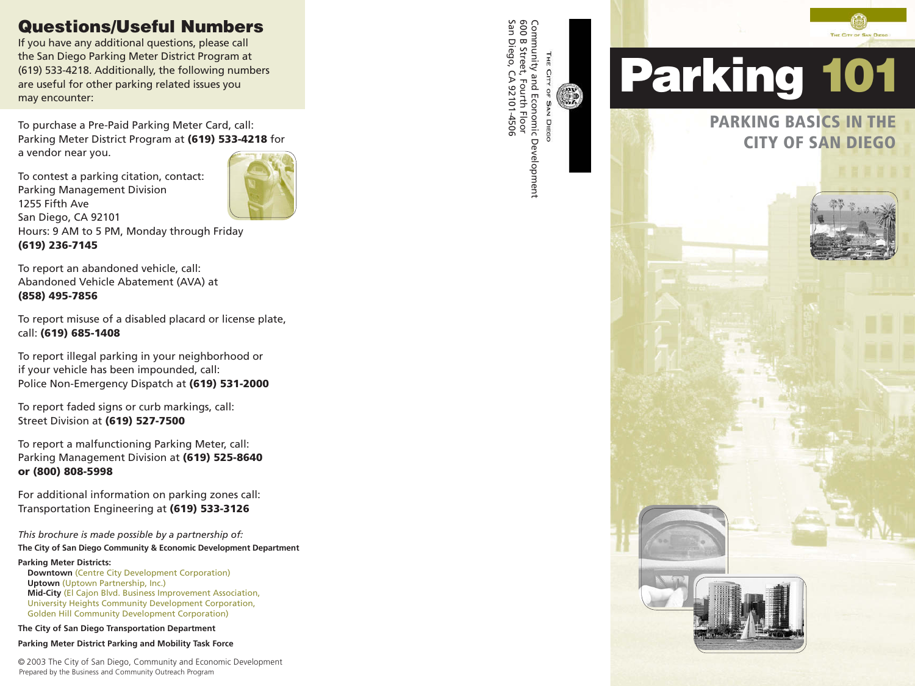## Questions/Useful Numbers

If you have any additional questions, please call the San Diego Parking Meter District Program at (619) 533-4218. Additionally, the following numbers are useful for other parking related issues you may encounter:

To purchase a Pre-Paid Parking Meter Card, call: Parking Meter District Program at **(619) 533-4218** for a vendor near you.

To contest a parking citation, contact:
Parking Management Division
1255 Fifth Ave
San Diego, CA 92101
Hours: 9 AM to 5 PM, Monday through Friday
**(619) 236-7145**

To report an abandoned vehicle, call:
Abandoned Vehicle Abatement (AVA) at
**(858) 495-7856**

To report misuse of a disabled placard or license plate, call: **(619) 685-1408**

To report illegal parking in your neighborhood or if your vehicle has been impounded, call:
Police Non-Emergency Dispatch at **(619) 531-2000**

To report faded signs or curb markings, call:
Street Division at **(619) 527-7500**

To report a malfunctioning Parking Meter, call:
Parking Management Division at **(619) 525-8640 or (800) 808-5998**

For additional information on parking zones call:
Transportation Engineering at **(619) 533-3126**

*This brochure is made possible by a partnership of:*

**The City of San Diego Community & Economic Development Department**

**Parking Meter Districts:**
- **Downtown** (Centre City Development Corporation)
- **Uptown** (Uptown Partnership, Inc.)
- **Mid-City** (El Cajon Blvd. Business Improvement Association, University Heights Community Development Corporation, Golden Hill Community Development Corporation)

**The City of San Diego Transportation Department**

**Parking Meter District Parking and Mobility Task Force**

© 2003 The City of San Diego, Community and Economic Development
Prepared by the Business and Community Outreach Program

THE CITY OF SAN DIEGO
Community and Economic Development
600 B Street, Fourth Floor
San Diego, CA 92101-4506

THE CITY OF SAN DIEGO

# Parking 101

## PARKING BASICS IN THE CITY OF SAN DIEGO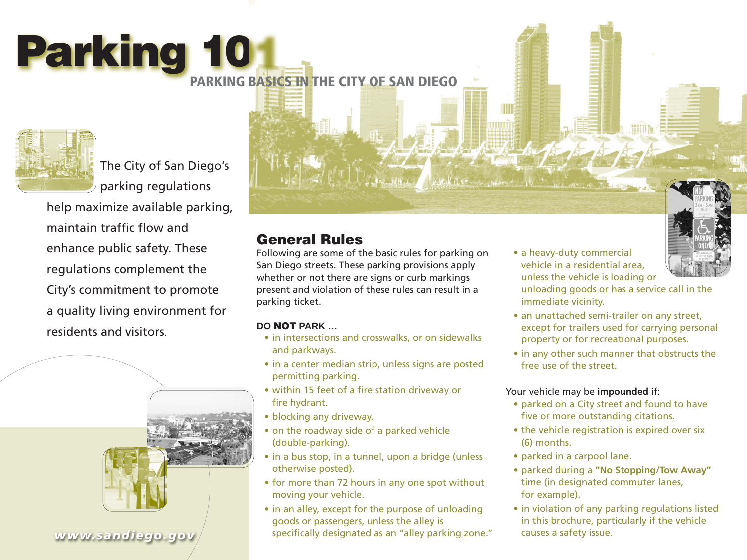# Parking 101

## PARKING BASICS IN THE CITY OF SAN DIEGO

The City of San Diego's parking regulations help maximize available parking, maintain traffic flow and enhance public safety. These regulations complement the City's commitment to promote a quality living environment for residents and visitors.

***www.sandiego.gov***

## General Rules

Following are some of the basic rules for parking on San Diego streets. These parking provisions apply whether or not there are signs or curb markings present and violation of these rules can result in a parking ticket.

**DO NOT PARK ...**

- in intersections and crosswalks, or on sidewalks and parkways.
- in a center median strip, unless signs are posted permitting parking.
- within 15 feet of a fire station driveway or fire hydrant.
- blocking any driveway.
- on the roadway side of a parked vehicle (double-parking).
- in a bus stop, in a tunnel, upon a bridge (unless otherwise posted).
- for more than 72 hours in any one spot without moving your vehicle.
- in an alley, except for the purpose of unloading goods or passengers, unless the alley is specifically designated as an "alley parking zone."
- a heavy-duty commercial vehicle in a residential area, unless the vehicle is loading or unloading goods or has a service call in the immediate vicinity.
- an unattached semi-trailer on any street, except for trailers used for carrying personal property or for recreational purposes.
- in any other such manner that obstructs the free use of the street.

Your vehicle may be **impounded** if:

- parked on a City street and found to have five or more outstanding citations.
- the vehicle registration is expired over six (6) months.
- parked in a carpool lane.
- parked during a **"No Stopping/Tow Away"** time (in designated commuter lanes, for example).
- in violation of any parking regulations listed in this brochure, particularly if the vehicle causes a safety issue.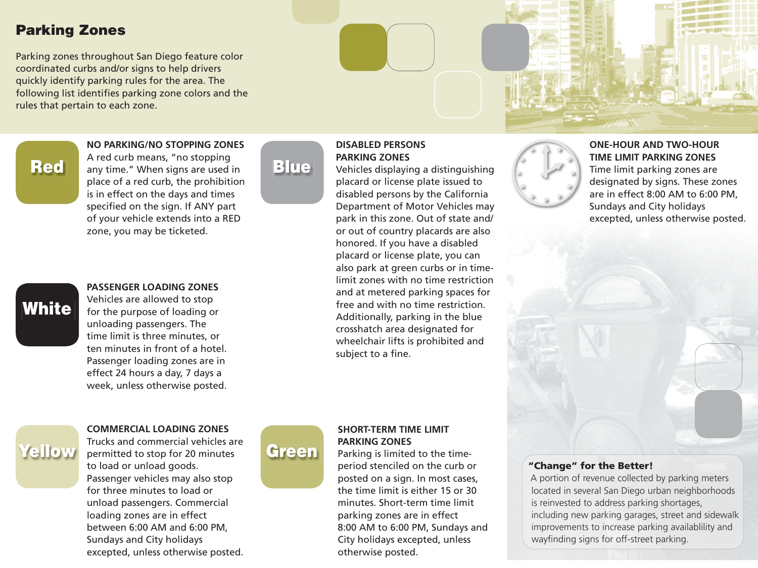# Parking Zones

Parking zones throughout San Diego feature color coordinated curbs and/or signs to help drivers quickly identify parking rules for the area. The following list identifies parking zone colors and the rules that pertain to each zone.

## Red

**NO PARKING/NO STOPPING ZONES**

A red curb means, "no stopping any time." When signs are used in place of a red curb, the prohibition is in effect on the days and times specified on the sign. If ANY part of your vehicle extends into a RED zone, you may be ticketed.

## White

**PASSENGER LOADING ZONES**

Vehicles are allowed to stop for the purpose of loading or unloading passengers. The time limit is three minutes, or ten minutes in front of a hotel. Passenger loading zones are in effect 24 hours a day, 7 days a week, unless otherwise posted.

## Yellow

**COMMERCIAL LOADING ZONES**

Trucks and commercial vehicles are permitted to stop for 20 minutes to load or unload goods. Passenger vehicles may also stop for three minutes to load or unload passengers. Commercial loading zones are in effect between 6:00 AM and 6:00 PM, Sundays and City holidays excepted, unless otherwise posted.

## Blue

**DISABLED PERSONS PARKING ZONES**

Vehicles displaying a distinguishing placard or license plate issued to disabled persons by the California Department of Motor Vehicles may park in this zone. Out of state and/or out of country placards are also honored. If you have a disabled placard or license plate, you can also park at green curbs or in time-limit zones with no time restriction and at metered parking spaces for free and with no time restriction. Additionally, parking in the blue crosshatch area designated for wheelchair lifts is prohibited and subject to a fine.

## Green

**SHORT-TERM TIME LIMIT PARKING ZONES**

Parking is limited to the time-period stenciled on the curb or posted on a sign. In most cases, the time limit is either 15 or 30 minutes. Short-term time limit parking zones are in effect 8:00 AM to 6:00 PM, Sundays and City holidays excepted, unless otherwise posted.

**ONE-HOUR AND TWO-HOUR TIME LIMIT PARKING ZONES**

Time limit parking zones are designated by signs. These zones are in effect 8:00 AM to 6:00 PM, Sundays and City holidays excepted, unless otherwise posted.

**"Change" for the Better!**

A portion of revenue collected by parking meters located in several San Diego urban neighborhoods is reinvested to address parking shortages, including new parking garages, street and sidewalk improvements to increase parking availablility and wayfinding signs for off-street parking.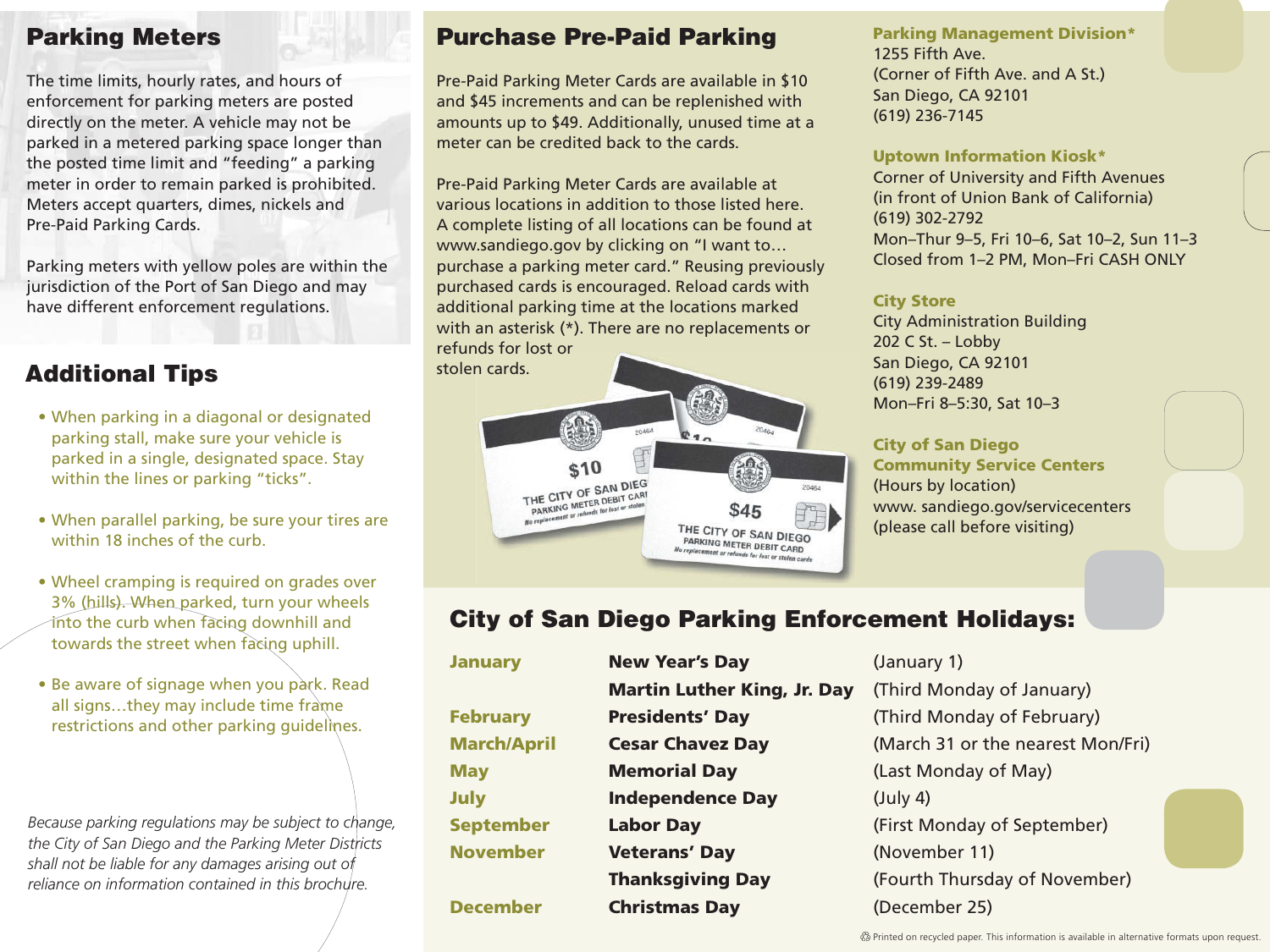## Parking Meters

The time limits, hourly rates, and hours of enforcement for parking meters are posted directly on the meter. A vehicle may not be parked in a metered parking space longer than the posted time limit and "feeding" a parking meter in order to remain parked is prohibited. Meters accept quarters, dimes, nickels and Pre-Paid Parking Cards.

Parking meters with yellow poles are within the jurisdiction of the Port of San Diego and may have different enforcement regulations.

## Additional Tips

- When parking in a diagonal or designated parking stall, make sure your vehicle is parked in a single, designated space. Stay within the lines or parking "ticks".
- When parallel parking, be sure your tires are within 18 inches of the curb.
- Wheel cramping is required on grades over 3% (hills). When parked, turn your wheels into the curb when facing downhill and towards the street when facing uphill.
- Be aware of signage when you park. Read all signs…they may include time frame restrictions and other parking guidelines.

*Because parking regulations may be subject to change, the City of San Diego and the Parking Meter Districts shall not be liable for any damages arising out of reliance on information contained in this brochure.*

## Purchase Pre-Paid Parking

Pre-Paid Parking Meter Cards are available in $10 and $45 increments and can be replenished with amounts up to $49. Additionally, unused time at a meter can be credited back to the cards.

Pre-Paid Parking Meter Cards are available at various locations in addition to those listed here. A complete listing of all locations can be found at www.sandiego.gov by clicking on "I want to… purchase a parking meter card." Reusing previously purchased cards is encouraged. Reload cards with additional parking time at the locations marked with an asterisk (*). There are no replacements or refunds for lost or stolen cards.

**Parking Management Division***
1255 Fifth Ave.
(Corner of Fifth Ave. and A St.)
San Diego, CA 92101
(619) 236-7145

**Uptown Information Kiosk***
Corner of University and Fifth Avenues
(in front of Union Bank of California)
(619) 302-2792
Mon–Thur 9–5, Fri 10–6, Sat 10–2, Sun 11–3
Closed from 1–2 PM, Mon–Fri CASH ONLY

**City Store**
City Administration Building
202 C St. – Lobby
San Diego, CA 92101
(619) 239-2489
Mon–Fri 8–5:30, Sat 10–3

**City of San Diego Community Service Centers**
(Hours by location)
www.sandiego.gov/servicecenters
(please call before visiting)

## City of San Diego Parking Enforcement Holidays:

| | | |
|---|---|---|
| **January** | **New Year's Day** | (January 1) |
| | **Martin Luther King, Jr. Day** | (Third Monday of January) |
| **February** | **Presidents' Day** | (Third Monday of February) |
| **March/April** | **Cesar Chavez Day** | (March 31 or the nearest Mon/Fri) |
| **May** | **Memorial Day** | (Last Monday of May) |
| **July** | **Independence Day** | (July 4) |
| **September** | **Labor Day** | (First Monday of September) |
| **November** | **Veterans' Day** | (November 11) |
| | **Thanksgiving Day** | (Fourth Thursday of November) |
| **December** | **Christmas Day** | (December 25) |

Printed on recycled paper. This information is available in alternative formats upon request.